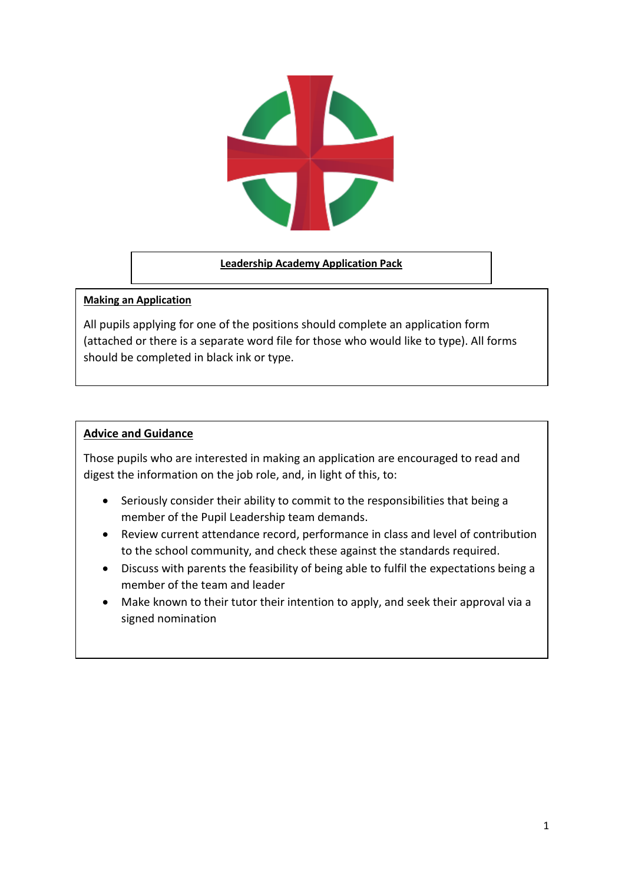# Leadership Academy Application Pack

## Making an Application

All pupils applying for one of the positions should complete an application form (attached or there is a separate word file for those who would like to type). All forms should be completed in black ink or type.

## Advice and Guidance

Those pupils who are interested in making an application are encouraged to read and digest the information on the job role, and, in light of this, to:

- Seriously consider their ability to commit to the responsibilities that being a member of the Pupil Leadership team demands.
- Review current attendance record, performance in class and level of contribution to the school community, and check these against the standards required.
- Discuss with parents the feasibility of being able to fulfil the expectations being a member of the team and leader
- Make known to their tutor their intention to apply, and seek their approval via a signed nomination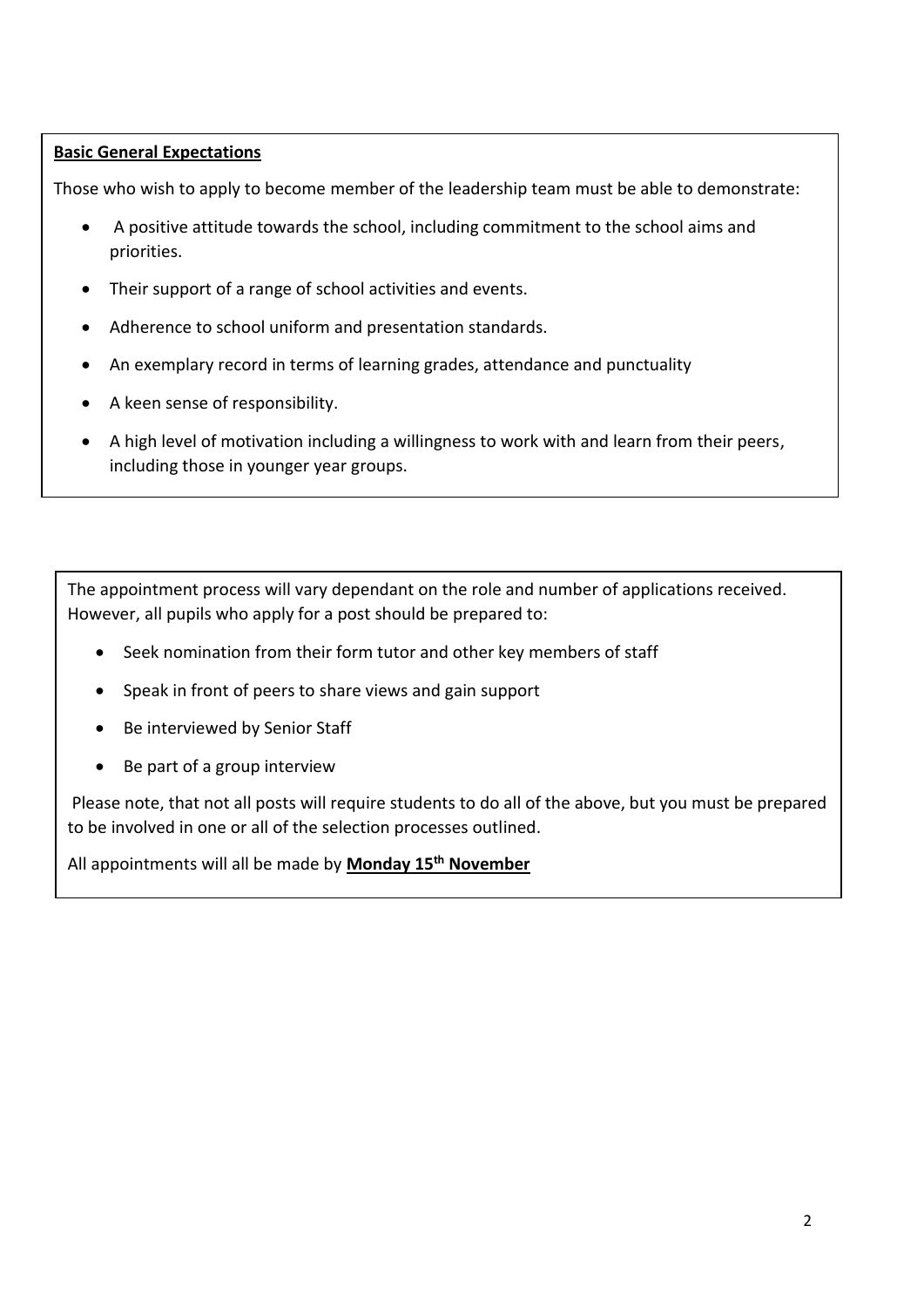**Basic General Expectations**

Those who wish to apply to become member of the leadership team must be able to demonstrate:

- A positive attitude towards the school, including commitment to the school aims and priorities.
- Their support of a range of school activities and events.
- Adherence to school uniform and presentation standards.
- An exemplary record in terms of learning grades, attendance and punctuality
- A keen sense of responsibility.
- A high level of motivation including a willingness to work with and learn from their peers, including those in younger year groups.

The appointment process will vary dependant on the role and number of applications received. However, all pupils who apply for a post should be prepared to:

- Seek nomination from their form tutor and other key members of staff
- Speak in front of peers to share views and gain support
- Be interviewed by Senior Staff
- Be part of a group interview

Please note, that not all posts will require students to do all of the above, but you must be prepared to be involved in one or all of the selection processes outlined.

All appointments will all be made by **Monday 15th November**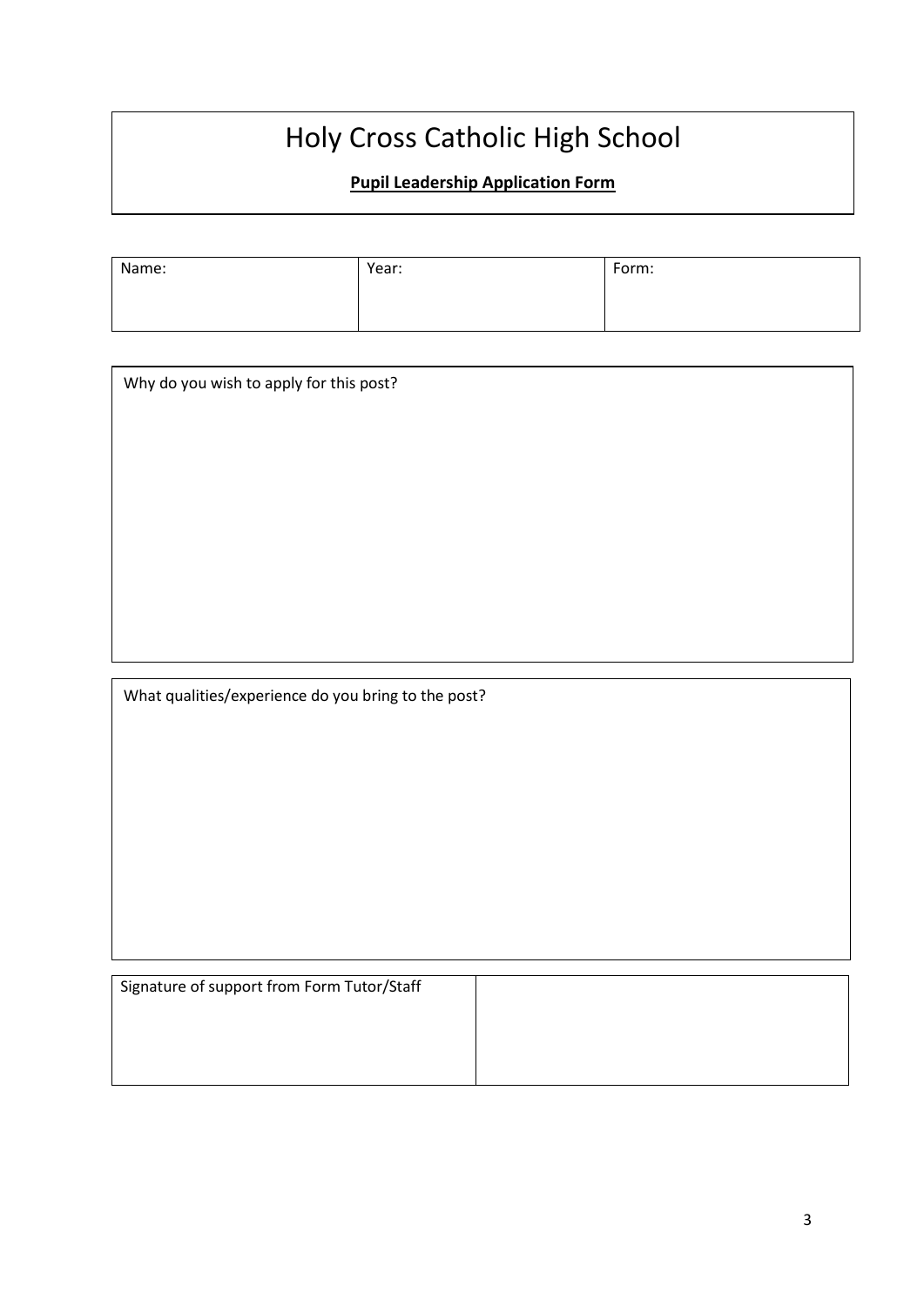# Holy Cross Catholic High School

**Pupil Leadership Application Form**

| | | |
|---|---|---|
| Name: | Year: | Form: |

| |
|---|
| Why do you wish to apply for this post? |

| |
|---|
| What qualities/experience do you bring to the post? |

| | |
|---|---|
| Signature of support from Form Tutor/Staff | |